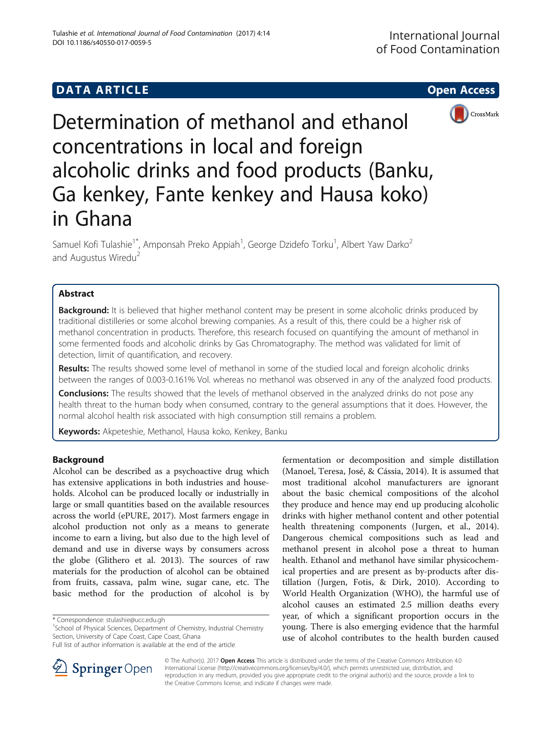**DATA ARTICLE** **Open Access**

# Determination of methanol and ethanol concentrations in local and foreign alcoholic drinks and food products (Banku, Ga kenkey, Fante kenkey and Hausa koko) in Ghana

Samuel Kofi Tulashie[1*], Amponsah Preko Appiah[1], George Dzidefo Torku[1], Albert Yaw Darko[2] and Augustus Wiredu[2]

## Abstract

**Background:** It is believed that higher methanol content may be present in some alcoholic drinks produced by traditional distilleries or some alcohol brewing companies. As a result of this, there could be a higher risk of methanol concentration in products. Therefore, this research focused on quantifying the amount of methanol in some fermented foods and alcoholic drinks by Gas Chromatography. The method was validated for limit of detection, limit of quantification, and recovery.

**Results:** The results showed some level of methanol in some of the studied local and foreign alcoholic drinks between the ranges of 0.003-0.161% Vol. whereas no methanol was observed in any of the analyzed food products.

**Conclusions:** The results showed that the levels of methanol observed in the analyzed drinks do not pose any health threat to the human body when consumed, contrary to the general assumptions that it does. However, the normal alcohol health risk associated with high consumption still remains a problem.

**Keywords:** Akpeteshie, Methanol, Hausa koko, Kenkey, Banku

## Background

Alcohol can be described as a psychoactive drug which has extensive applications in both industries and households. Alcohol can be produced locally or industrially in large or small quantities based on the available resources across the world (ePURE, 2017). Most farmers engage in alcohol production not only as a means to generate income to earn a living, but also due to the high level of demand and use in diverse ways by consumers across the globe (Glithero et al. 2013). The sources of raw materials for the production of alcohol can be obtained from fruits, cassava, palm wine, sugar cane, etc. The basic method for the production of alcohol is by fermentation or decomposition and simple distillation (Manoel, Teresa, José, & Cássia, 2014). It is assumed that most traditional alcohol manufacturers are ignorant about the basic chemical compositions of the alcohol they produce and hence may end up producing alcoholic drinks with higher methanol content and other potential health threatening components (Jurgen, et al., 2014). Dangerous chemical compositions such as lead and methanol present in alcohol pose a threat to human health. Ethanol and methanol have similar physicochemical properties and are present as by-products after distillation (Jurgen, Fotis, & Dirk, 2010). According to World Health Organization (WHO), the harmful use of alcohol causes an estimated 2.5 million deaths every year, of which a significant proportion occurs in the young. There is also emerging evidence that the harmful use of alcohol contributes to the health burden caused

\* Correspondence: stulashie@ucc.edu.gh
[1]School of Physical Sciences, Department of Chemistry, Industrial Chemistry Section, University of Cape Coast, Cape Coast, Ghana
Full list of author information is available at the end of the article

© The Author(s). 2017 **Open Access** This article is distributed under the terms of the Creative Commons Attribution 4.0 International License (http://creativecommons.org/licenses/by/4.0/), which permits unrestricted use, distribution, and reproduction in any medium, provided you give appropriate credit to the original author(s) and the source, provide a link to the Creative Commons license, and indicate if changes were made.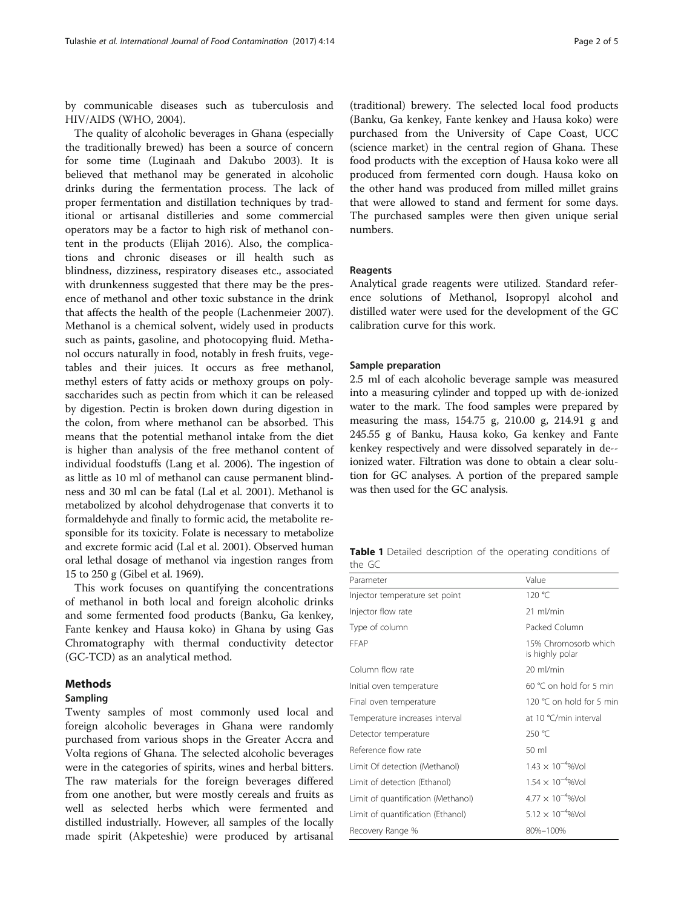by communicable diseases such as tuberculosis and HIV/AIDS (WHO, 2004).

The quality of alcoholic beverages in Ghana (especially the traditionally brewed) has been a source of concern for some time (Luginaah and Dakubo 2003). It is believed that methanol may be generated in alcoholic drinks during the fermentation process. The lack of proper fermentation and distillation techniques by traditional or artisanal distilleries and some commercial operators may be a factor to high risk of methanol content in the products (Elijah 2016). Also, the complications and chronic diseases or ill health such as blindness, dizziness, respiratory diseases etc., associated with drunkenness suggested that there may be the presence of methanol and other toxic substance in the drink that affects the health of the people (Lachenmeier 2007). Methanol is a chemical solvent, widely used in products such as paints, gasoline, and photocopying fluid. Methanol occurs naturally in food, notably in fresh fruits, vegetables and their juices. It occurs as free methanol, methyl esters of fatty acids or methoxy groups on polysaccharides such as pectin from which it can be released by digestion. Pectin is broken down during digestion in the colon, from where methanol can be absorbed. This means that the potential methanol intake from the diet is higher than analysis of the free methanol content of individual foodstuffs (Lang et al. 2006). The ingestion of as little as 10 ml of methanol can cause permanent blindness and 30 ml can be fatal (Lal et al. 2001). Methanol is metabolized by alcohol dehydrogenase that converts it to formaldehyde and finally to formic acid, the metabolite responsible for its toxicity. Folate is necessary to metabolize and excrete formic acid (Lal et al. 2001). Observed human oral lethal dosage of methanol via ingestion ranges from 15 to 250 g (Gibel et al. 1969).

This work focuses on quantifying the concentrations of methanol in both local and foreign alcoholic drinks and some fermented food products (Banku, Ga kenkey, Fante kenkey and Hausa koko) in Ghana by using Gas Chromatography with thermal conductivity detector (GC-TCD) as an analytical method.

## Methods

### Sampling

Twenty samples of most commonly used local and foreign alcoholic beverages in Ghana were randomly purchased from various shops in the Greater Accra and Volta regions of Ghana. The selected alcoholic beverages were in the categories of spirits, wines and herbal bitters. The raw materials for the foreign beverages differed from one another, but were mostly cereals and fruits as well as selected herbs which were fermented and distilled industrially. However, all samples of the locally made spirit (Akpeteshie) were produced by artisanal (traditional) brewery. The selected local food products (Banku, Ga kenkey, Fante kenkey and Hausa koko) were purchased from the University of Cape Coast, UCC (science market) in the central region of Ghana. These food products with the exception of Hausa koko were all produced from fermented corn dough. Hausa koko on the other hand was produced from milled millet grains that were allowed to stand and ferment for some days. The purchased samples were then given unique serial numbers.

### Reagents

Analytical grade reagents were utilized. Standard reference solutions of Methanol, Isopropyl alcohol and distilled water were used for the development of the GC calibration curve for this work.

### Sample preparation

2.5 ml of each alcoholic beverage sample was measured into a measuring cylinder and topped up with de-ionized water to the mark. The food samples were prepared by measuring the mass, 154.75 g, 210.00 g, 214.91 g and 245.55 g of Banku, Hausa koko, Ga kenkey and Fante kenkey respectively and were dissolved separately in de-ionized water. Filtration was done to obtain a clear solution for GC analyses. A portion of the prepared sample was then used for the GC analysis.

**Table 1** Detailed description of the operating conditions of the GC

| Parameter | Value |
|---|---|
| Injector temperature set point | 120 °C |
| Injector flow rate | 21 ml/min |
| Type of column | Packed Column |
| FFAP | 15% Chromosorb which is highly polar |
| Column flow rate | 20 ml/min |
| Initial oven temperature | 60 °C on hold for 5 min |
| Final oven temperature | 120 °C on hold for 5 min |
| Temperature increases interval | at 10 °C/min interval |
| Detector temperature | 250 °C |
| Reference flow rate | 50 ml |
| Limit Of detection (Methanol) | $1.43 \times 10^{-4}$%Vol |
| Limit of detection (Ethanol) | $1.54 \times 10^{-4}$%Vol |
| Limit of quantification (Methanol) | $4.77 \times 10^{-4}$%Vol |
| Limit of quantification (Ethanol) | $5.12 \times 10^{-4}$%Vol |
| Recovery Range % | 80%–100% |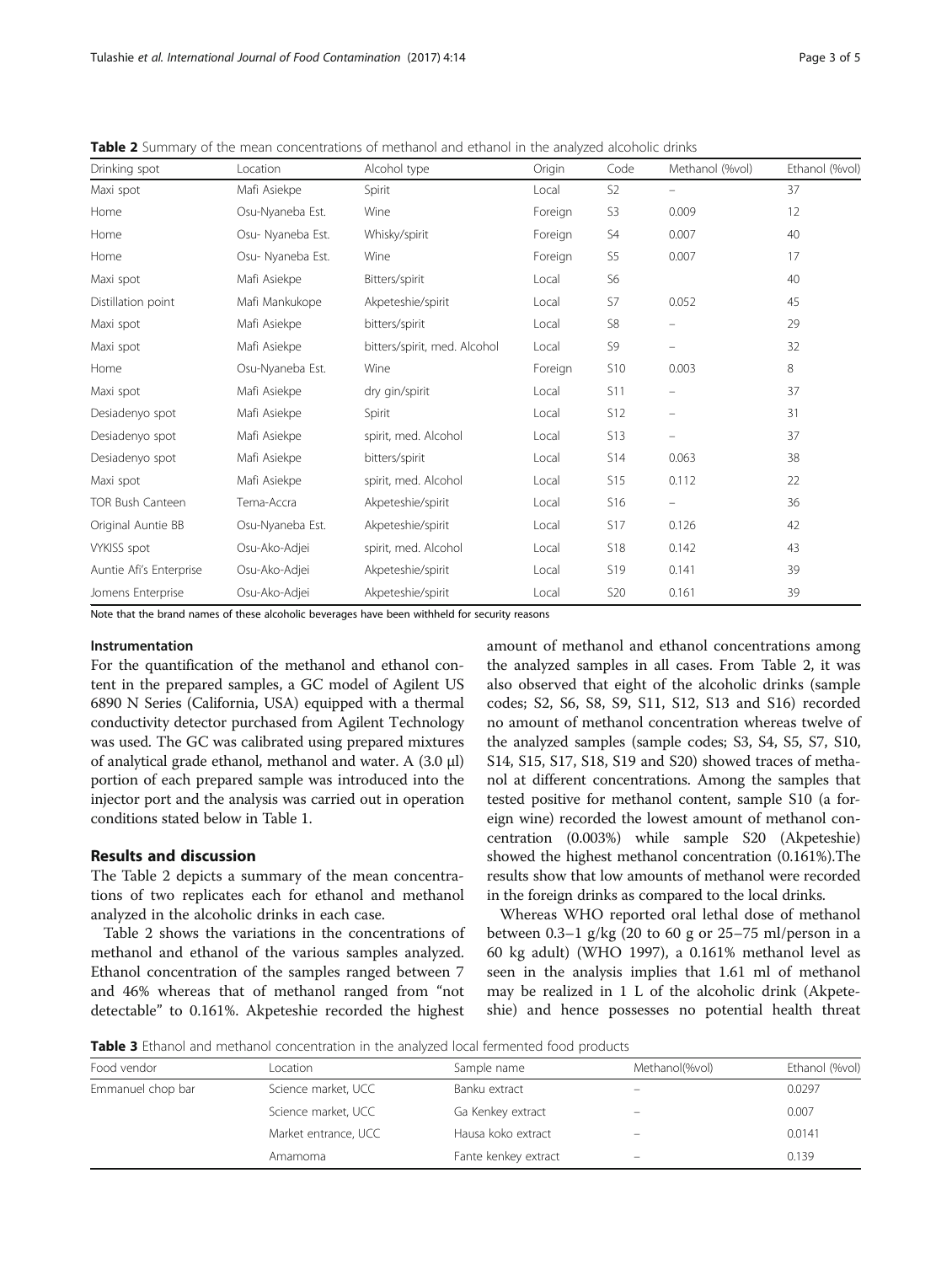**Table 2** Summary of the mean concentrations of methanol and ethanol in the analyzed alcoholic drinks

| Drinking spot | Location | Alcohol type | Origin | Code | Methanol (%vol) | Ethanol (%vol) |
|---|---|---|---|---|---|---|
| Maxi spot | Mafi Asiekpe | Spirit | Local | S2 | – | 37 |
| Home | Osu-Nyaneba Est. | Wine | Foreign | S3 | 0.009 | 12 |
| Home | Osu- Nyaneba Est. | Whisky/spirit | Foreign | S4 | 0.007 | 40 |
| Home | Osu- Nyaneba Est. | Wine | Foreign | S5 | 0.007 | 17 |
| Maxi spot | Mafi Asiekpe | Bitters/spirit | Local | S6 | | 40 |
| Distillation point | Mafi Mankukope | Akpeteshie/spirit | Local | S7 | 0.052 | 45 |
| Maxi spot | Mafi Asiekpe | bitters/spirit | Local | S8 | – | 29 |
| Maxi spot | Mafi Asiekpe | bitters/spirit, med. Alcohol | Local | S9 | – | 32 |
| Home | Osu-Nyaneba Est. | Wine | Foreign | S10 | 0.003 | 8 |
| Maxi spot | Mafi Asiekpe | dry gin/spirit | Local | S11 | – | 37 |
| Desiadenyo spot | Mafi Asiekpe | Spirit | Local | S12 | – | 31 |
| Desiadenyo spot | Mafi Asiekpe | spirit, med. Alcohol | Local | S13 | – | 37 |
| Desiadenyo spot | Mafi Asiekpe | bitters/spirit | Local | S14 | 0.063 | 38 |
| Maxi spot | Mafi Asiekpe | spirit, med. Alcohol | Local | S15 | 0.112 | 22 |
| TOR Bush Canteen | Tema-Accra | Akpeteshie/spirit | Local | S16 | – | 36 |
| Original Auntie BB | Osu-Nyaneba Est. | Akpeteshie/spirit | Local | S17 | 0.126 | 42 |
| VYKISS spot | Osu-Ako-Adjei | spirit, med. Alcohol | Local | S18 | 0.142 | 43 |
| Auntie Afi's Enterprise | Osu-Ako-Adjei | Akpeteshie/spirit | Local | S19 | 0.141 | 39 |
| Jomens Enterprise | Osu-Ako-Adjei | Akpeteshie/spirit | Local | S20 | 0.161 | 39 |

Note that the brand names of these alcoholic beverages have been withheld for security reasons

#### Instrumentation

For the quantification of the methanol and ethanol content in the prepared samples, a GC model of Agilent US 6890 N Series (California, USA) equipped with a thermal conductivity detector purchased from Agilent Technology was used. The GC was calibrated using prepared mixtures of analytical grade ethanol, methanol and water. A (3.0 μl) portion of each prepared sample was introduced into the injector port and the analysis was carried out in operation conditions stated below in Table 1.

## Results and discussion

The Table 2 depicts a summary of the mean concentrations of two replicates each for ethanol and methanol analyzed in the alcoholic drinks in each case.

Table 2 shows the variations in the concentrations of methanol and ethanol of the various samples analyzed. Ethanol concentration of the samples ranged between 7 and 46% whereas that of methanol ranged from "not detectable" to 0.161%. Akpeteshie recorded the highest amount of methanol and ethanol concentrations among the analyzed samples in all cases. From Table 2, it was also observed that eight of the alcoholic drinks (sample codes; S2, S6, S8, S9, S11, S12, S13 and S16) recorded no amount of methanol concentration whereas twelve of the analyzed samples (sample codes; S3, S4, S5, S7, S10, S14, S15, S17, S18, S19 and S20) showed traces of methanol at different concentrations. Among the samples that tested positive for methanol content, sample S10 (a foreign wine) recorded the lowest amount of methanol concentration (0.003%) while sample S20 (Akpeteshie) showed the highest methanol concentration (0.161%).The results show that low amounts of methanol were recorded in the foreign drinks as compared to the local drinks.

Whereas WHO reported oral lethal dose of methanol between 0.3–1 g/kg (20 to 60 g or 25–75 ml/person in a 60 kg adult) (WHO 1997), a 0.161% methanol level as seen in the analysis implies that 1.61 ml of methanol may be realized in 1 L of the alcoholic drink (Akpeteshie) and hence possesses no potential health threat

**Table 3** Ethanol and methanol concentration in the analyzed local fermented food products

| Food vendor | Location | Sample name | Methanol(%vol) | Ethanol (%vol) |
|---|---|---|---|---|
| Emmanuel chop bar | Science market, UCC | Banku extract | – | 0.0297 |
| | Science market, UCC | Ga Kenkey extract | – | 0.007 |
| | Market entrance, UCC | Hausa koko extract | – | 0.0141 |
| | Amamoma | Fante kenkey extract | – | 0.139 |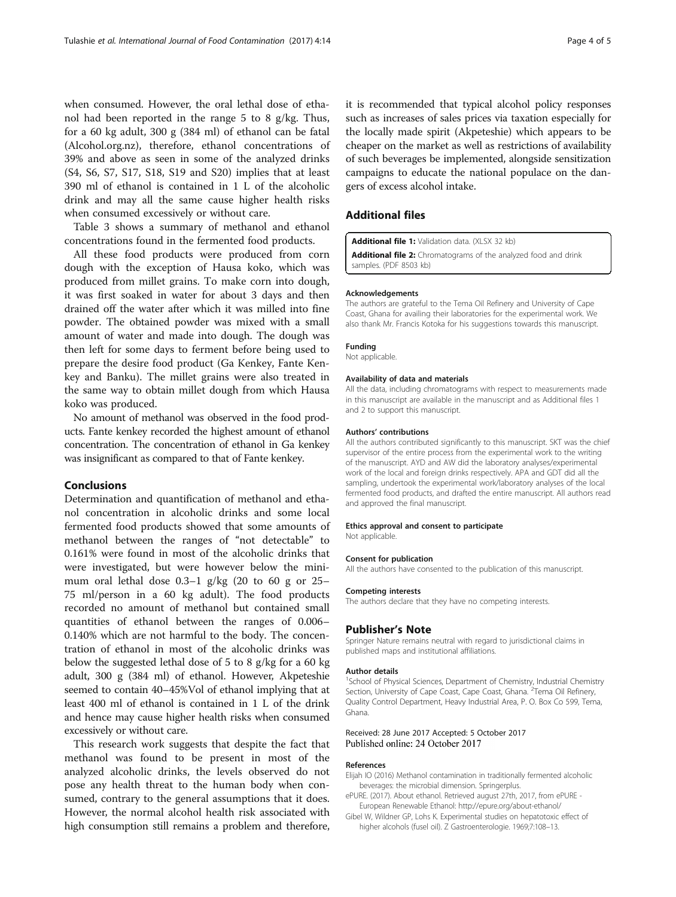when consumed. However, the oral lethal dose of ethanol had been reported in the range 5 to 8 g/kg. Thus, for a 60 kg adult, 300 g (384 ml) of ethanol can be fatal (Alcohol.org.nz), therefore, ethanol concentrations of 39% and above as seen in some of the analyzed drinks (S4, S6, S7, S17, S18, S19 and S20) implies that at least 390 ml of ethanol is contained in 1 L of the alcoholic drink and may all the same cause higher health risks when consumed excessively or without care.

Table 3 shows a summary of methanol and ethanol concentrations found in the fermented food products.

All these food products were produced from corn dough with the exception of Hausa koko, which was produced from millet grains. To make corn into dough, it was first soaked in water for about 3 days and then drained off the water after which it was milled into fine powder. The obtained powder was mixed with a small amount of water and made into dough. The dough was then left for some days to ferment before being used to prepare the desire food product (Ga Kenkey, Fante Kenkey and Banku). The millet grains were also treated in the same way to obtain millet dough from which Hausa koko was produced.

No amount of methanol was observed in the food products. Fante kenkey recorded the highest amount of ethanol concentration. The concentration of ethanol in Ga kenkey was insignificant as compared to that of Fante kenkey.

## Conclusions

Determination and quantification of methanol and ethanol concentration in alcoholic drinks and some local fermented food products showed that some amounts of methanol between the ranges of "not detectable" to 0.161% were found in most of the alcoholic drinks that were investigated, but were however below the minimum oral lethal dose 0.3–1 g/kg (20 to 60 g or 25–75 ml/person in a 60 kg adult). The food products recorded no amount of methanol but contained small quantities of ethanol between the ranges of 0.006–0.140% which are not harmful to the body. The concentration of ethanol in most of the alcoholic drinks was below the suggested lethal dose of 5 to 8 g/kg for a 60 kg adult, 300 g (384 ml) of ethanol. However, Akpeteshie seemed to contain 40–45%Vol of ethanol implying that at least 400 ml of ethanol is contained in 1 L of the drink and hence may cause higher health risks when consumed excessively or without care.

This research work suggests that despite the fact that methanol was found to be present in most of the analyzed alcoholic drinks, the levels observed do not pose any health threat to the human body when consumed, contrary to the general assumptions that it does. However, the normal alcohol health risk associated with high consumption still remains a problem and therefore, it is recommended that typical alcohol policy responses such as increases of sales prices via taxation especially for the locally made spirit (Akpeteshie) which appears to be cheaper on the market as well as restrictions of availability of such beverages be implemented, alongside sensitization campaigns to educate the national populace on the dangers of excess alcohol intake.

## Additional files

**Additional file 1:** Validation data. (XLSX 32 kb)

**Additional file 2:** Chromatograms of the analyzed food and drink samples. (PDF 8503 kb)

#### Acknowledgements

The authors are grateful to the Tema Oil Refinery and University of Cape Coast, Ghana for availing their laboratories for the experimental work. We also thank Mr. Francis Kotoka for his suggestions towards this manuscript.

#### Funding

Not applicable.

#### Availability of data and materials

All the data, including chromatograms with respect to measurements made in this manuscript are available in the manuscript and as Additional files 1 and 2 to support this manuscript.

#### Authors' contributions

All the authors contributed significantly to this manuscript. SKT was the chief supervisor of the entire process from the experimental work to the writing of the manuscript. AYD and AW did the laboratory analyses/experimental work of the local and foreign drinks respectively. APA and GDT did all the sampling, undertook the experimental work/laboratory analyses of the local fermented food products, and drafted the entire manuscript. All authors read and approved the final manuscript.

#### Ethics approval and consent to participate

Not applicable.

#### Consent for publication

All the authors have consented to the publication of this manuscript.

#### Competing interests

The authors declare that they have no competing interests.

## Publisher's Note

Springer Nature remains neutral with regard to jurisdictional claims in published maps and institutional affiliations.

#### Author details

[1]School of Physical Sciences, Department of Chemistry, Industrial Chemistry Section, University of Cape Coast, Cape Coast, Ghana. [2]Tema Oil Refinery, Quality Control Department, Heavy Industrial Area, P. O. Box Co 599, Tema, Ghana.

Received: 28 June 2017 Accepted: 5 October 2017
Published online: 24 October 2017

#### References

Elijah IO (2016) Methanol contamination in traditionally fermented alcoholic beverages: the microbial dimension. Springerplus.

ePURE. (2017). About ethanol. Retrieved august 27th, 2017, from ePURE - European Renewable Ethanol: http://epure.org/about-ethanol/

Gibel W, Wildner GP, Lohs K. Experimental studies on hepatotoxic effect of higher alcohols (fusel oil). Z Gastroenterologie. 1969;7:108–13.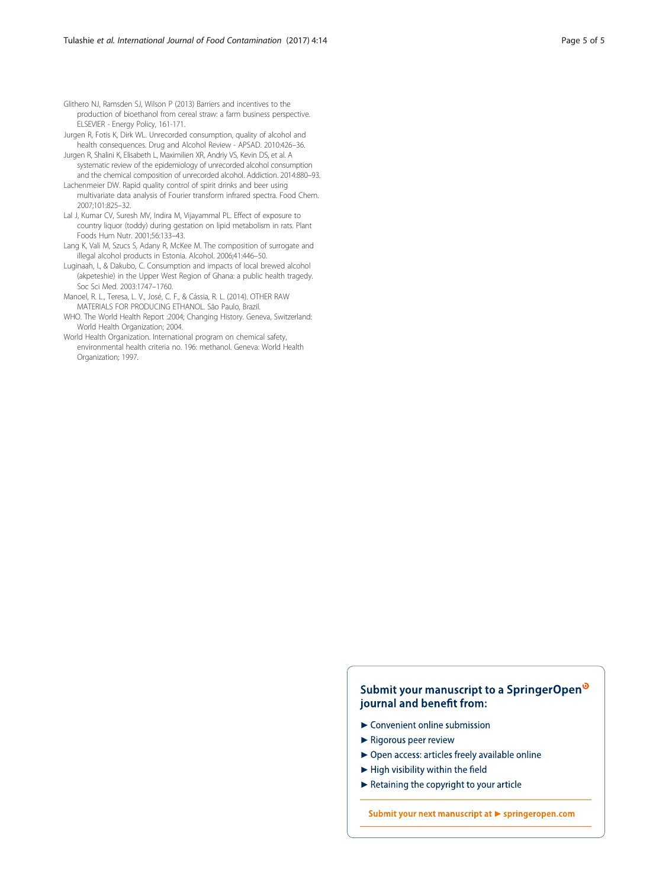Glithero NJ, Ramsden SJ, Wilson P (2013) Barriers and incentives to the production of bioethanol from cereal straw: a farm business perspective. ELSEVIER - Energy Policy, 161-171.

Jurgen R, Fotis K, Dirk WL. Unrecorded consumption, quality of alcohol and health consequences. Drug and Alcohol Review - APSAD. 2010:426–36.

Jurgen R, Shalini K, Elisabeth L, Maximilien XR, Andriy VS, Kevin DS, et al. A systematic review of the epidemiology of unrecorded alcohol consumption and the chemical composition of unrecorded alcohol. Addiction. 2014:880–93.

Lachenmeier DW. Rapid quality control of spirit drinks and beer using multivariate data analysis of Fourier transform infrared spectra. Food Chem. 2007;101:825–32.

Lal J, Kumar CV, Suresh MV, Indira M, Vijayammal PL. Effect of exposure to country liquor (toddy) during gestation on lipid metabolism in rats. Plant Foods Hum Nutr. 2001;56:133–43.

Lang K, Vali M, Szucs S, Adany R, McKee M. The composition of surrogate and illegal alcohol products in Estonia. Alcohol. 2006;41:446–50.

Luginaah, I., & Dakubo, C. Consumption and impacts of local brewed alcohol (akpeteshie) in the Upper West Region of Ghana: a public health tragedy. Soc Sci Med. 2003:1747–1760.

Manoel, R. L., Teresa, L. V., José, C. F., & Cássia, R. L. (2014). OTHER RAW MATERIALS FOR PRODUCING ETHANOL. São Paulo, Brazil.

WHO. The World Health Report :2004; Changing History. Geneva, Switzerland: World Health Organization; 2004.

World Health Organization. International program on chemical safety, environmental health criteria no. 196: methanol. Geneva: World Health Organization; 1997.

**Submit your manuscript to a SpringerOpen journal and benefit from:**

- ► Convenient online submission
- ► Rigorous peer review
- ► Open access: articles freely available online
- ► High visibility within the field
- ► Retaining the copyright to your article

**Submit your next manuscript at ► springeropen.com**